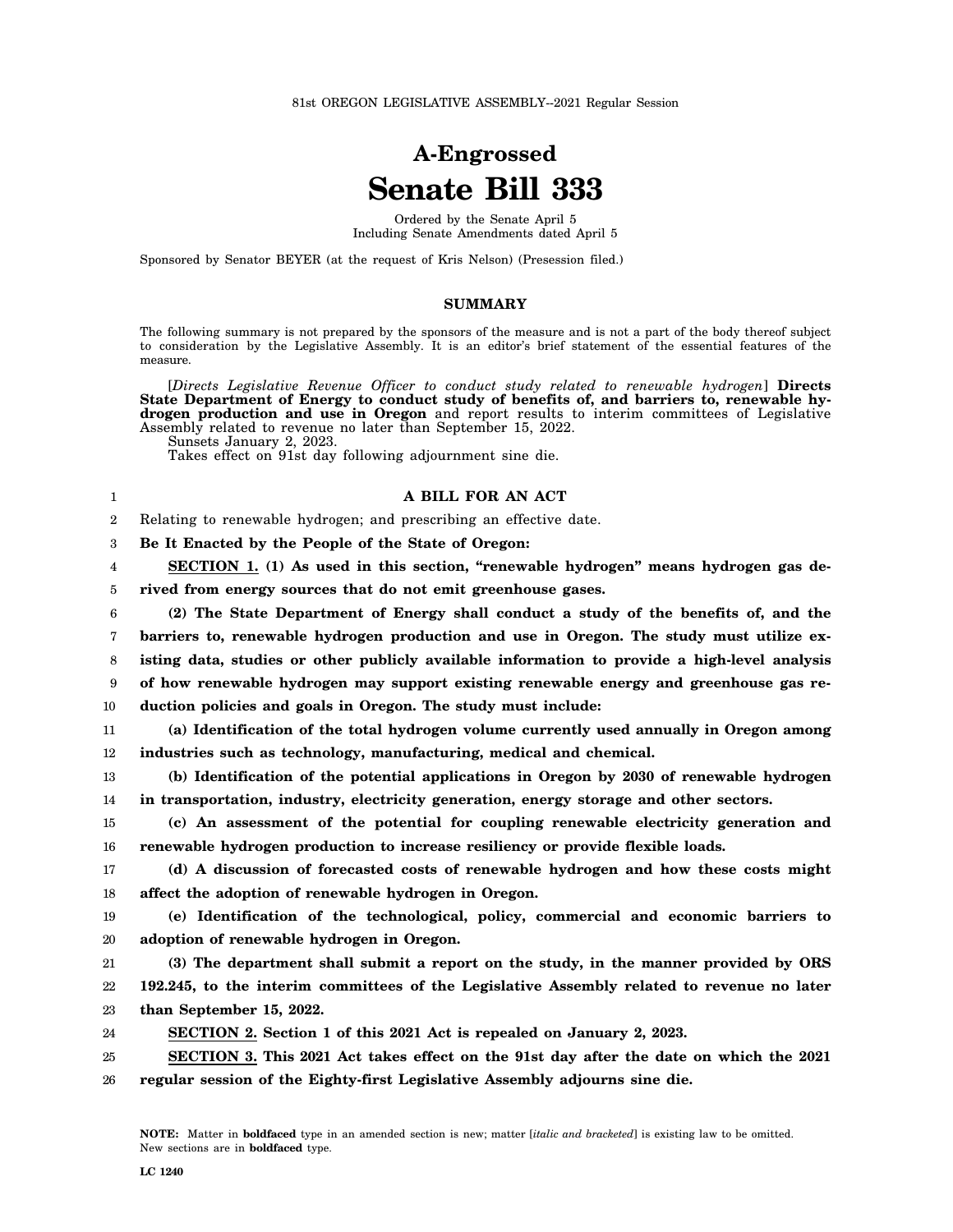81st OREGON LEGISLATIVE ASSEMBLY--2021 Regular Session

# A-Engrossed
# Senate Bill 333

Ordered by the Senate April 5
Including Senate Amendments dated April 5

Sponsored by Senator BEYER (at the request of Kris Nelson) (Presession filed.)

## SUMMARY

The following summary is not prepared by the sponsors of the measure and is not a part of the body thereof subject to consideration by the Legislative Assembly. It is an editor's brief statement of the essential features of the measure.

[*Directs Legislative Revenue Officer to conduct study related to renewable hydrogen*] **Directs State Department of Energy to conduct study of benefits of, and barriers to, renewable hydrogen production and use in Oregon** and report results to interim committees of Legislative Assembly related to revenue no later than September 15, 2022.

Sunsets January 2, 2023.

Takes effect on 91st day following adjournment sine die.

**A BILL FOR AN ACT**

Relating to renewable hydrogen; and prescribing an effective date.

**Be It Enacted by the People of the State of Oregon:**

**SECTION 1. (1) As used in this section, "renewable hydrogen" means hydrogen gas derived from energy sources that do not emit greenhouse gases.**

**(2) The State Department of Energy shall conduct a study of the benefits of, and the barriers to, renewable hydrogen production and use in Oregon. The study must utilize existing data, studies or other publicly available information to provide a high-level analysis of how renewable hydrogen may support existing renewable energy and greenhouse gas reduction policies and goals in Oregon. The study must include:**

**(a) Identification of the total hydrogen volume currently used annually in Oregon among industries such as technology, manufacturing, medical and chemical.**

**(b) Identification of the potential applications in Oregon by 2030 of renewable hydrogen in transportation, industry, electricity generation, energy storage and other sectors.**

**(c) An assessment of the potential for coupling renewable electricity generation and renewable hydrogen production to increase resiliency or provide flexible loads.**

**(d) A discussion of forecasted costs of renewable hydrogen and how these costs might affect the adoption of renewable hydrogen in Oregon.**

**(e) Identification of the technological, policy, commercial and economic barriers to adoption of renewable hydrogen in Oregon.**

**(3) The department shall submit a report on the study, in the manner provided by ORS 192.245, to the interim committees of the Legislative Assembly related to revenue no later than September 15, 2022.**

**SECTION 2. Section 1 of this 2021 Act is repealed on January 2, 2023.**

**SECTION 3. This 2021 Act takes effect on the 91st day after the date on which the 2021 regular session of the Eighty-first Legislative Assembly adjourns sine die.**

**NOTE:** Matter in **boldfaced** type in an amended section is new; matter [*italic and bracketed*] is existing law to be omitted. New sections are in **boldfaced** type.

LC 1240